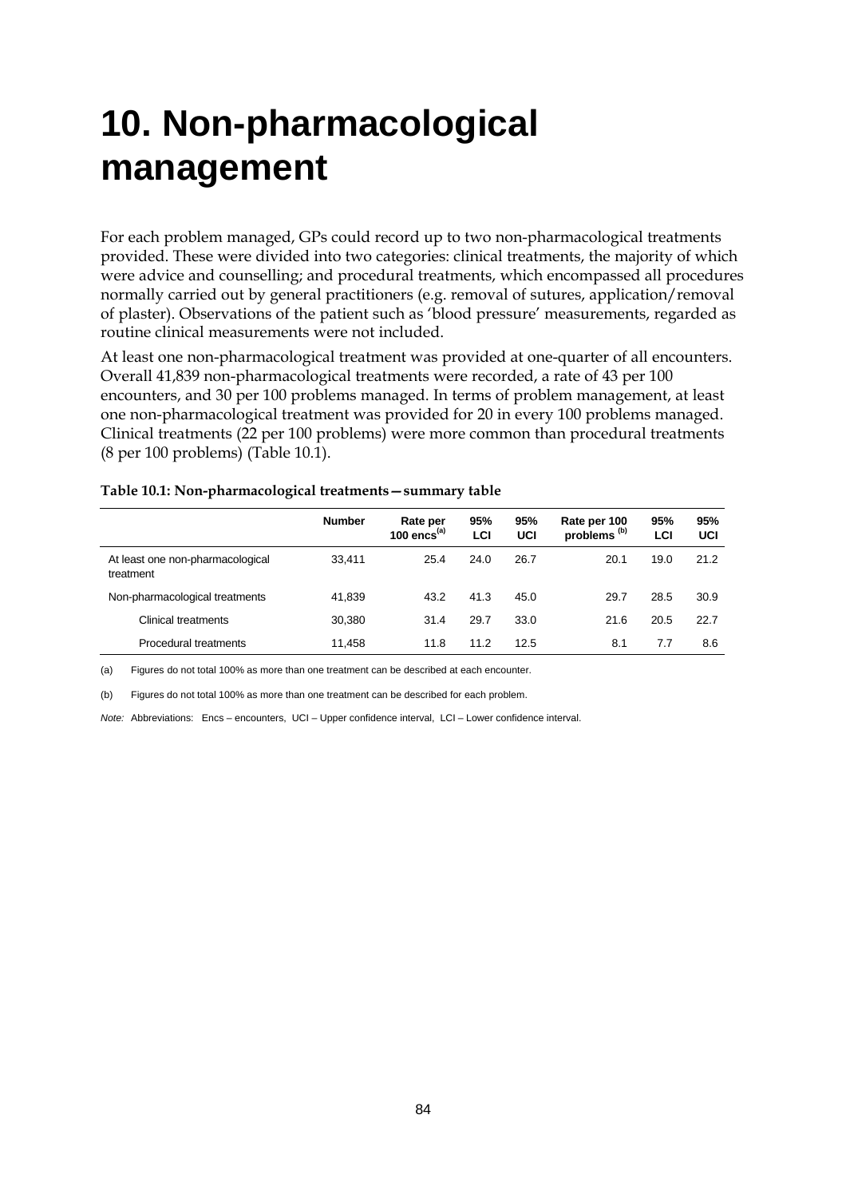# 10. Non-pharmacological management

For each problem managed, GPs could record up to two non-pharmacological treatments provided. These were divided into two categories: clinical treatments, the majority of which were advice and counselling; and procedural treatments, which encompassed all procedures normally carried out by general practitioners (e.g. removal of sutures, application/removal of plaster). Observations of the patient such as 'blood pressure' measurements, regarded as routine clinical measurements were not included.

At least one non-pharmacological treatment was provided at one-quarter of all encounters. Overall 41,839 non-pharmacological treatments were recorded, a rate of 43 per 100 encounters, and 30 per 100 problems managed. In terms of problem management, at least one non-pharmacological treatment was provided for 20 in every 100 problems managed. Clinical treatments (22 per 100 problems) were more common than procedural treatments (8 per 100 problems) (Table 10.1).

**Table 10.1: Non-pharmacological treatments—summary table**

| | Number | Rate per 100 encs[(a)] | 95% LCI | 95% UCI | Rate per 100 problems[(b)] | 95% LCI | 95% UCI |
|---|---|---|---|---|---|---|---|
| At least one non-pharmacological treatment | 33,411 | 25.4 | 24.0 | 26.7 | 20.1 | 19.0 | 21.2 |
| Non-pharmacological treatments | 41,839 | 43.2 | 41.3 | 45.0 | 29.7 | 28.5 | 30.9 |
| Clinical treatments | 30,380 | 31.4 | 29.7 | 33.0 | 21.6 | 20.5 | 22.7 |
| Procedural treatments | 11,458 | 11.8 | 11.2 | 12.5 | 8.1 | 7.7 | 8.6 |

(a) Figures do not total 100% as more than one treatment can be described at each encounter.

(b) Figures do not total 100% as more than one treatment can be described for each problem.

*Note:* Abbreviations: Encs – encounters, UCI – Upper confidence interval, LCI – Lower confidence interval.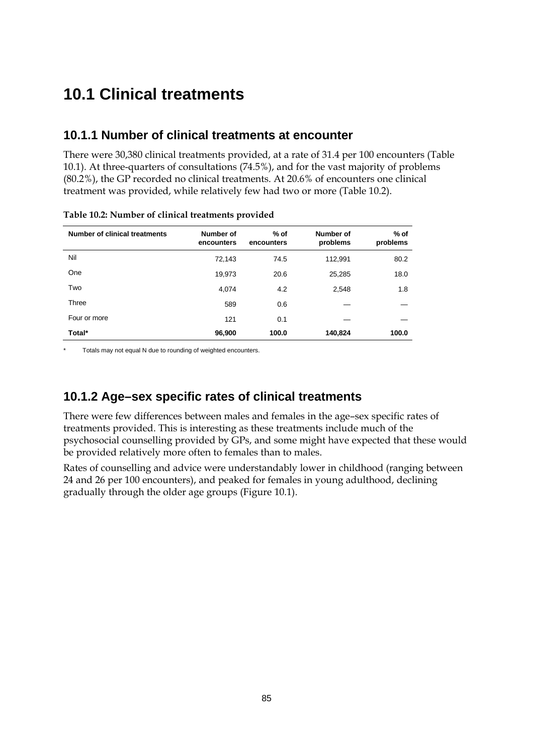## 10.1 Clinical treatments

### 10.1.1 Number of clinical treatments at encounter

There were 30,380 clinical treatments provided, at a rate of 31.4 per 100 encounters (Table 10.1). At three-quarters of consultations (74.5%), and for the vast majority of problems (80.2%), the GP recorded no clinical treatments. At 20.6% of encounters one clinical treatment was provided, while relatively few had two or more (Table 10.2).

**Table 10.2: Number of clinical treatments provided**

| Number of clinical treatments | Number of encounters | % of encounters | Number of problems | % of problems |
|---|---|---|---|---|
| Nil | 72,143 | 74.5 | 112,991 | 80.2 |
| One | 19,973 | 20.6 | 25,285 | 18.0 |
| Two | 4,074 | 4.2 | 2,548 | 1.8 |
| Three | 589 | 0.6 | — | — |
| Four or more | 121 | 0.1 | — | — |
| **Total*** | **96,900** | **100.0** | **140,824** | **100.0** |

\* Totals may not equal N due to rounding of weighted encounters.

### 10.1.2 Age–sex specific rates of clinical treatments

There were few differences between males and females in the age–sex specific rates of treatments provided. This is interesting as these treatments include much of the psychosocial counselling provided by GPs, and some might have expected that these would be provided relatively more often to females than to males.

Rates of counselling and advice were understandably lower in childhood (ranging between 24 and 26 per 100 encounters), and peaked for females in young adulthood, declining gradually through the older age groups (Figure 10.1).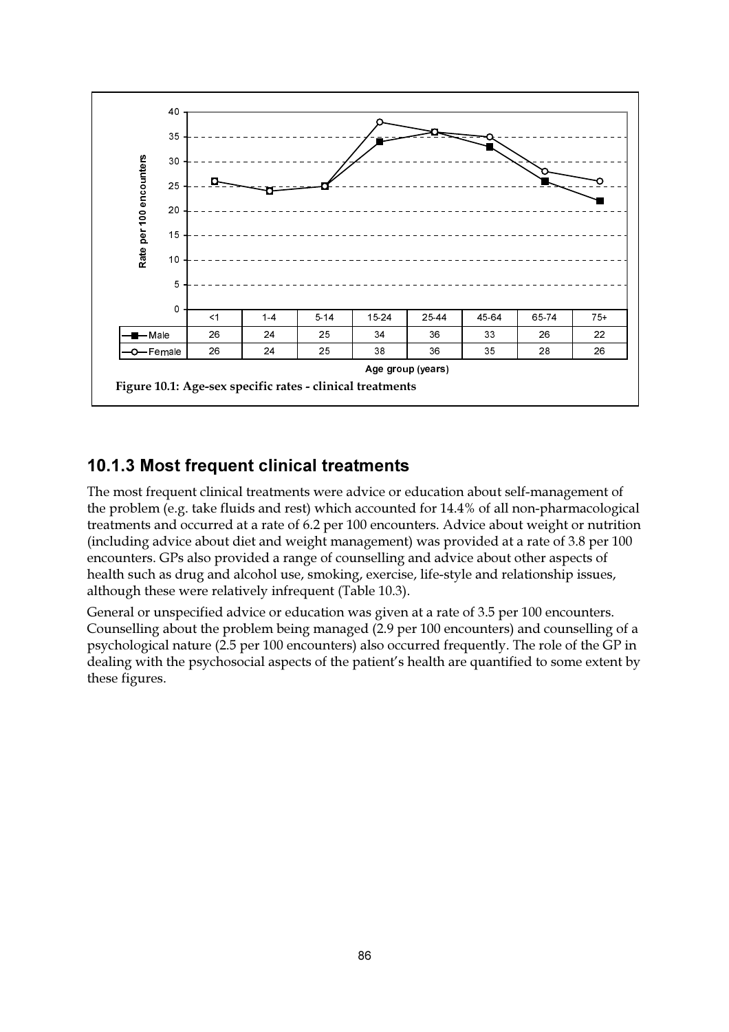| | <1 | 1-4 | 5-14 | 15-24 | 25-44 | 45-64 | 65-74 | 75+ |
|---|---|---|---|---|---|---|---|---|
| Male | 26 | 24 | 25 | 34 | 36 | 33 | 26 | 22 |
| Female | 26 | 24 | 25 | 38 | 36 | 35 | 28 | 26 |

Age group (years)

**Figure 10.1: Age-sex specific rates - clinical treatments**

## 10.1.3 Most frequent clinical treatments

The most frequent clinical treatments were advice or education about self-management of the problem (e.g. take fluids and rest) which accounted for 14.4% of all non-pharmacological treatments and occurred at a rate of 6.2 per 100 encounters. Advice about weight or nutrition (including advice about diet and weight management) was provided at a rate of 3.8 per 100 encounters. GPs also provided a range of counselling and advice about other aspects of health such as drug and alcohol use, smoking, exercise, life-style and relationship issues, although these were relatively infrequent (Table 10.3).

General or unspecified advice or education was given at a rate of 3.5 per 100 encounters. Counselling about the problem being managed (2.9 per 100 encounters) and counselling of a psychological nature (2.5 per 100 encounters) also occurred frequently. The role of the GP in dealing with the psychosocial aspects of the patient's health are quantified to some extent by these figures.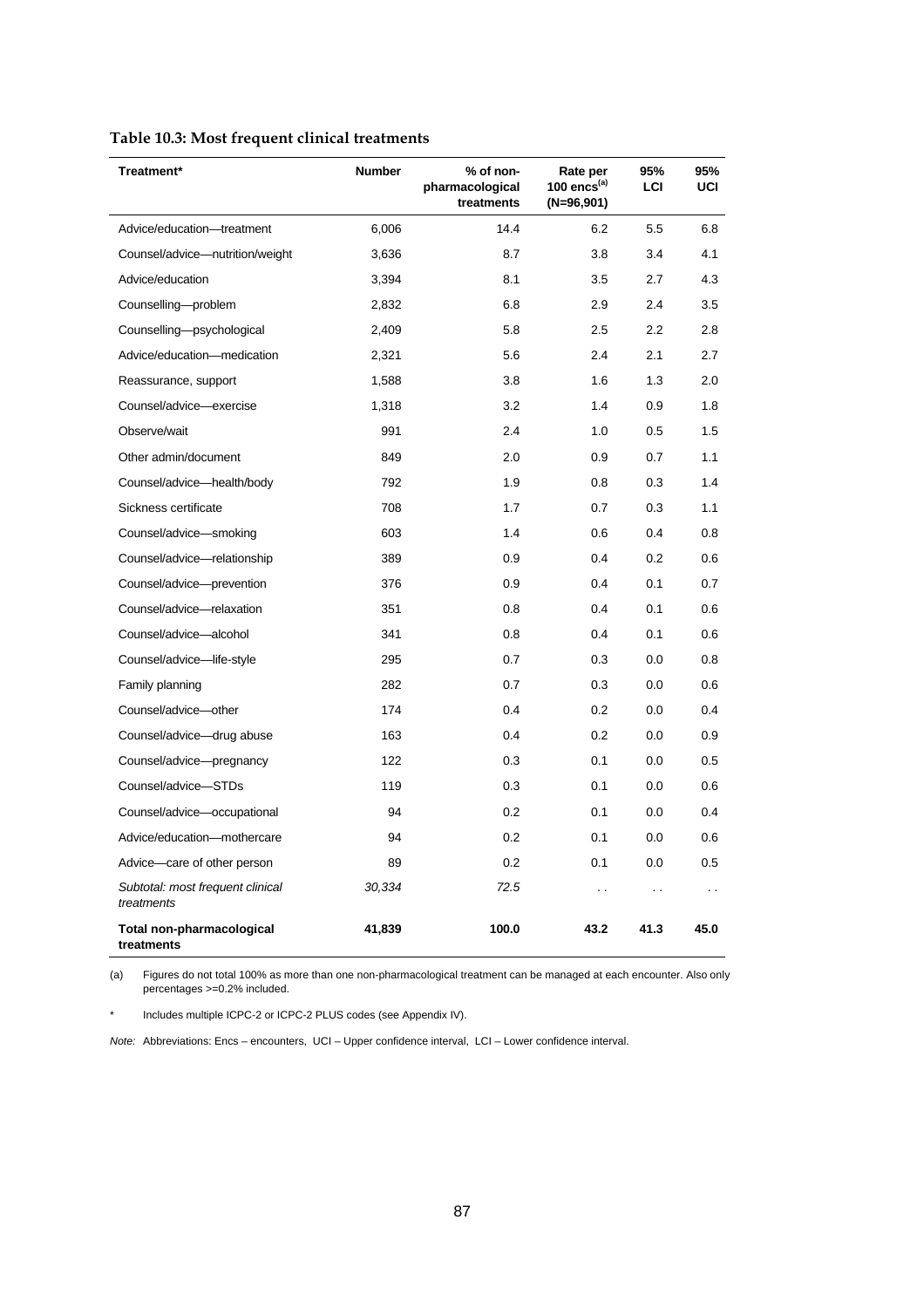**Table 10.3: Most frequent clinical treatments**

| Treatment* | Number | % of non-pharmacological treatments | Rate per 100 encs[(a)] (N=96,901) | 95% LCI | 95% UCI |
|---|---|---|---|---|---|
| Advice/education—treatment | 6,006 | 14.4 | 6.2 | 5.5 | 6.8 |
| Counsel/advice—nutrition/weight | 3,636 | 8.7 | 3.8 | 3.4 | 4.1 |
| Advice/education | 3,394 | 8.1 | 3.5 | 2.7 | 4.3 |
| Counselling—problem | 2,832 | 6.8 | 2.9 | 2.4 | 3.5 |
| Counselling—psychological | 2,409 | 5.8 | 2.5 | 2.2 | 2.8 |
| Advice/education—medication | 2,321 | 5.6 | 2.4 | 2.1 | 2.7 |
| Reassurance, support | 1,588 | 3.8 | 1.6 | 1.3 | 2.0 |
| Counsel/advice—exercise | 1,318 | 3.2 | 1.4 | 0.9 | 1.8 |
| Observe/wait | 991 | 2.4 | 1.0 | 0.5 | 1.5 |
| Other admin/document | 849 | 2.0 | 0.9 | 0.7 | 1.1 |
| Counsel/advice—health/body | 792 | 1.9 | 0.8 | 0.3 | 1.4 |
| Sickness certificate | 708 | 1.7 | 0.7 | 0.3 | 1.1 |
| Counsel/advice—smoking | 603 | 1.4 | 0.6 | 0.4 | 0.8 |
| Counsel/advice—relationship | 389 | 0.9 | 0.4 | 0.2 | 0.6 |
| Counsel/advice—prevention | 376 | 0.9 | 0.4 | 0.1 | 0.7 |
| Counsel/advice—relaxation | 351 | 0.8 | 0.4 | 0.1 | 0.6 |
| Counsel/advice—alcohol | 341 | 0.8 | 0.4 | 0.1 | 0.6 |
| Counsel/advice—life-style | 295 | 0.7 | 0.3 | 0.0 | 0.8 |
| Family planning | 282 | 0.7 | 0.3 | 0.0 | 0.6 |
| Counsel/advice—other | 174 | 0.4 | 0.2 | 0.0 | 0.4 |
| Counsel/advice—drug abuse | 163 | 0.4 | 0.2 | 0.0 | 0.9 |
| Counsel/advice—pregnancy | 122 | 0.3 | 0.1 | 0.0 | 0.5 |
| Counsel/advice—STDs | 119 | 0.3 | 0.1 | 0.0 | 0.6 |
| Counsel/advice—occupational | 94 | 0.2 | 0.1 | 0.0 | 0.4 |
| Advice/education—mothercare | 94 | 0.2 | 0.1 | 0.0 | 0.6 |
| Advice—care of other person | 89 | 0.2 | 0.1 | 0.0 | 0.5 |
| *Subtotal: most frequent clinical treatments* | *30,334* | *72.5* | . . | . . | . . |
| **Total non-pharmacological treatments** | **41,839** | **100.0** | **43.2** | **41.3** | **45.0** |

(a) Figures do not total 100% as more than one non-pharmacological treatment can be managed at each encounter. Also only percentages >=0.2% included.

\* Includes multiple ICPC-2 or ICPC-2 PLUS codes (see Appendix IV).

*Note:* Abbreviations: Encs – encounters, UCI – Upper confidence interval, LCI – Lower confidence interval.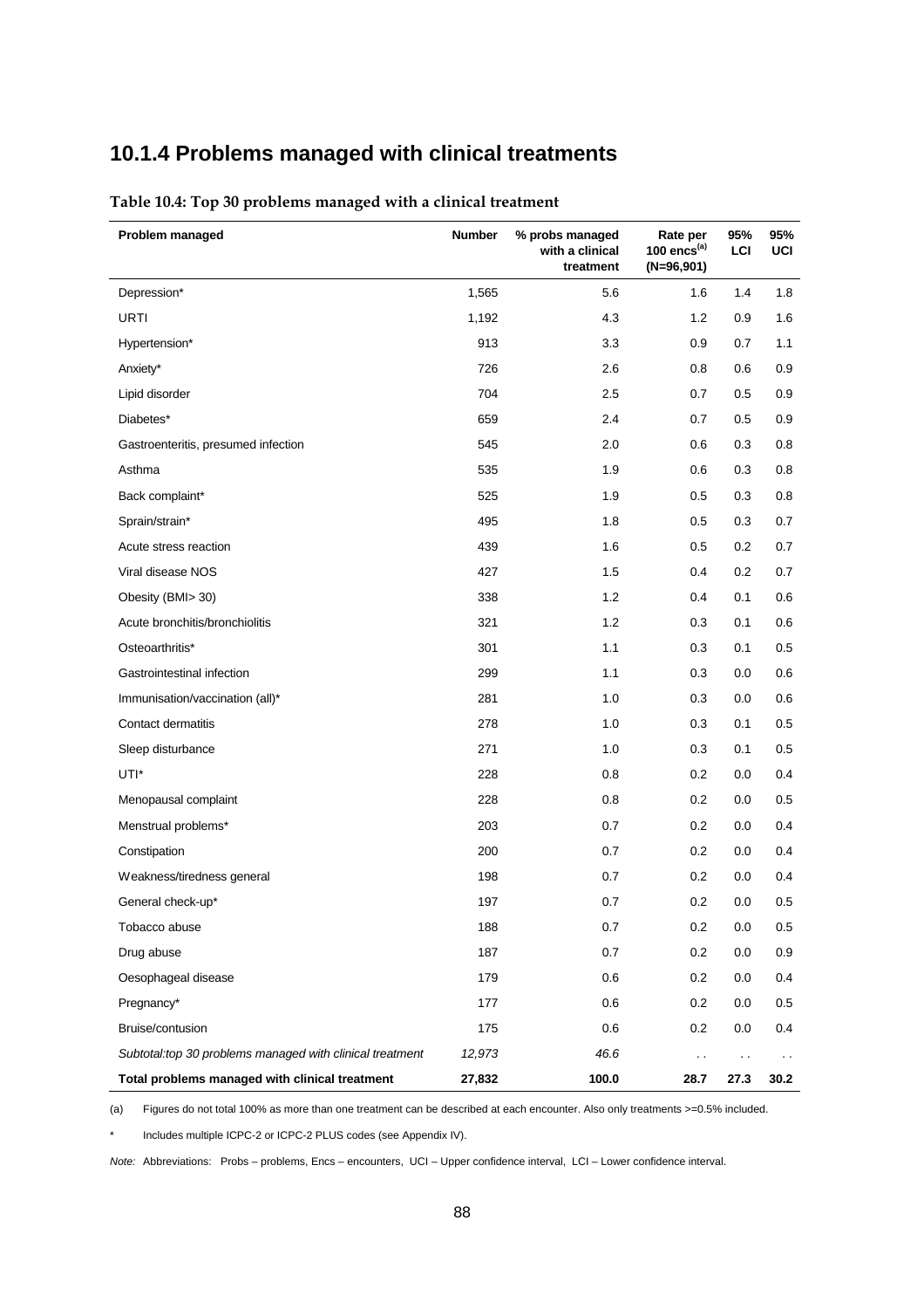## 10.1.4 Problems managed with clinical treatments

**Table 10.4: Top 30 problems managed with a clinical treatment**

| Problem managed | Number | % probs managed with a clinical treatment | Rate per 100 encs[(a)] (N=96,901) | 95% LCI | 95% UCI |
|---|---|---|---|---|---|
| Depression* | 1,565 | 5.6 | 1.6 | 1.4 | 1.8 |
| URTI | 1,192 | 4.3 | 1.2 | 0.9 | 1.6 |
| Hypertension* | 913 | 3.3 | 0.9 | 0.7 | 1.1 |
| Anxiety* | 726 | 2.6 | 0.8 | 0.6 | 0.9 |
| Lipid disorder | 704 | 2.5 | 0.7 | 0.5 | 0.9 |
| Diabetes* | 659 | 2.4 | 0.7 | 0.5 | 0.9 |
| Gastroenteritis, presumed infection | 545 | 2.0 | 0.6 | 0.3 | 0.8 |
| Asthma | 535 | 1.9 | 0.6 | 0.3 | 0.8 |
| Back complaint* | 525 | 1.9 | 0.5 | 0.3 | 0.8 |
| Sprain/strain* | 495 | 1.8 | 0.5 | 0.3 | 0.7 |
| Acute stress reaction | 439 | 1.6 | 0.5 | 0.2 | 0.7 |
| Viral disease NOS | 427 | 1.5 | 0.4 | 0.2 | 0.7 |
| Obesity (BMI> 30) | 338 | 1.2 | 0.4 | 0.1 | 0.6 |
| Acute bronchitis/bronchiolitis | 321 | 1.2 | 0.3 | 0.1 | 0.6 |
| Osteoarthritis* | 301 | 1.1 | 0.3 | 0.1 | 0.5 |
| Gastrointestinal infection | 299 | 1.1 | 0.3 | 0.0 | 0.6 |
| Immunisation/vaccination (all)* | 281 | 1.0 | 0.3 | 0.0 | 0.6 |
| Contact dermatitis | 278 | 1.0 | 0.3 | 0.1 | 0.5 |
| Sleep disturbance | 271 | 1.0 | 0.3 | 0.1 | 0.5 |
| UTI* | 228 | 0.8 | 0.2 | 0.0 | 0.4 |
| Menopausal complaint | 228 | 0.8 | 0.2 | 0.0 | 0.5 |
| Menstrual problems* | 203 | 0.7 | 0.2 | 0.0 | 0.4 |
| Constipation | 200 | 0.7 | 0.2 | 0.0 | 0.4 |
| Weakness/tiredness general | 198 | 0.7 | 0.2 | 0.0 | 0.4 |
| General check-up* | 197 | 0.7 | 0.2 | 0.0 | 0.5 |
| Tobacco abuse | 188 | 0.7 | 0.2 | 0.0 | 0.5 |
| Drug abuse | 187 | 0.7 | 0.2 | 0.0 | 0.9 |
| Oesophageal disease | 179 | 0.6 | 0.2 | 0.0 | 0.4 |
| Pregnancy* | 177 | 0.6 | 0.2 | 0.0 | 0.5 |
| Bruise/contusion | 175 | 0.6 | 0.2 | 0.0 | 0.4 |
| *Subtotal:top 30 problems managed with clinical treatment* | *12,973* | *46.6* | . . | . . | . . |
| **Total problems managed with clinical treatment** | **27,832** | **100.0** | **28.7** | **27.3** | **30.2** |

(a) Figures do not total 100% as more than one treatment can be described at each encounter. Also only treatments >=0.5% included.

\* Includes multiple ICPC-2 or ICPC-2 PLUS codes (see Appendix IV).

*Note:* Abbreviations: Probs – problems, Encs – encounters, UCI – Upper confidence interval, LCI – Lower confidence interval.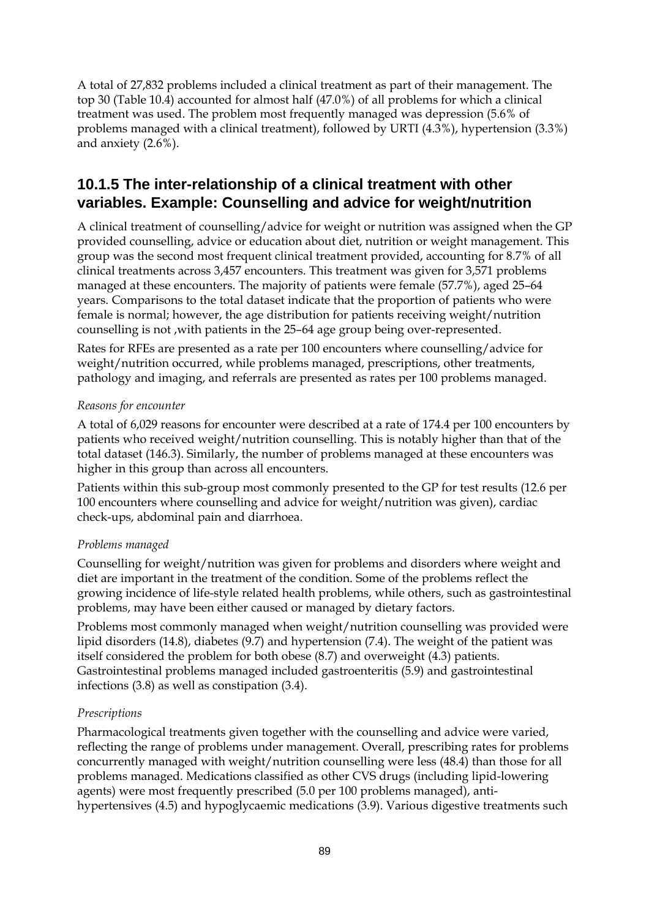A total of 27,832 problems included a clinical treatment as part of their management. The top 30 (Table 10.4) accounted for almost half (47.0%) of all problems for which a clinical treatment was used. The problem most frequently managed was depression (5.6% of problems managed with a clinical treatment), followed by URTI (4.3%), hypertension (3.3%) and anxiety (2.6%).

### 10.1.5 The inter-relationship of a clinical treatment with other variables. Example: Counselling and advice for weight/nutrition

A clinical treatment of counselling/advice for weight or nutrition was assigned when the GP provided counselling, advice or education about diet, nutrition or weight management. This group was the second most frequent clinical treatment provided, accounting for 8.7% of all clinical treatments across 3,457 encounters. This treatment was given for 3,571 problems managed at these encounters. The majority of patients were female (57.7%), aged 25–64 years. Comparisons to the total dataset indicate that the proportion of patients who were female is normal; however, the age distribution for patients receiving weight/nutrition counselling is not ,with patients in the 25–64 age group being over-represented.

Rates for RFEs are presented as a rate per 100 encounters where counselling/advice for weight/nutrition occurred, while problems managed, prescriptions, other treatments, pathology and imaging, and referrals are presented as rates per 100 problems managed.

*Reasons for encounter*

A total of 6,029 reasons for encounter were described at a rate of 174.4 per 100 encounters by patients who received weight/nutrition counselling. This is notably higher than that of the total dataset (146.3). Similarly, the number of problems managed at these encounters was higher in this group than across all encounters.

Patients within this sub-group most commonly presented to the GP for test results (12.6 per 100 encounters where counselling and advice for weight/nutrition was given), cardiac check-ups, abdominal pain and diarrhoea.

*Problems managed*

Counselling for weight/nutrition was given for problems and disorders where weight and diet are important in the treatment of the condition. Some of the problems reflect the growing incidence of life-style related health problems, while others, such as gastrointestinal problems, may have been either caused or managed by dietary factors.

Problems most commonly managed when weight/nutrition counselling was provided were lipid disorders (14.8), diabetes (9.7) and hypertension (7.4). The weight of the patient was itself considered the problem for both obese (8.7) and overweight (4.3) patients. Gastrointestinal problems managed included gastroenteritis (5.9) and gastrointestinal infections (3.8) as well as constipation (3.4).

*Prescriptions*

Pharmacological treatments given together with the counselling and advice were varied, reflecting the range of problems under management. Overall, prescribing rates for problems concurrently managed with weight/nutrition counselling were less (48.4) than those for all problems managed. Medications classified as other CVS drugs (including lipid-lowering agents) were most frequently prescribed (5.0 per 100 problems managed), anti-hypertensives (4.5) and hypoglycaemic medications (3.9). Various digestive treatments such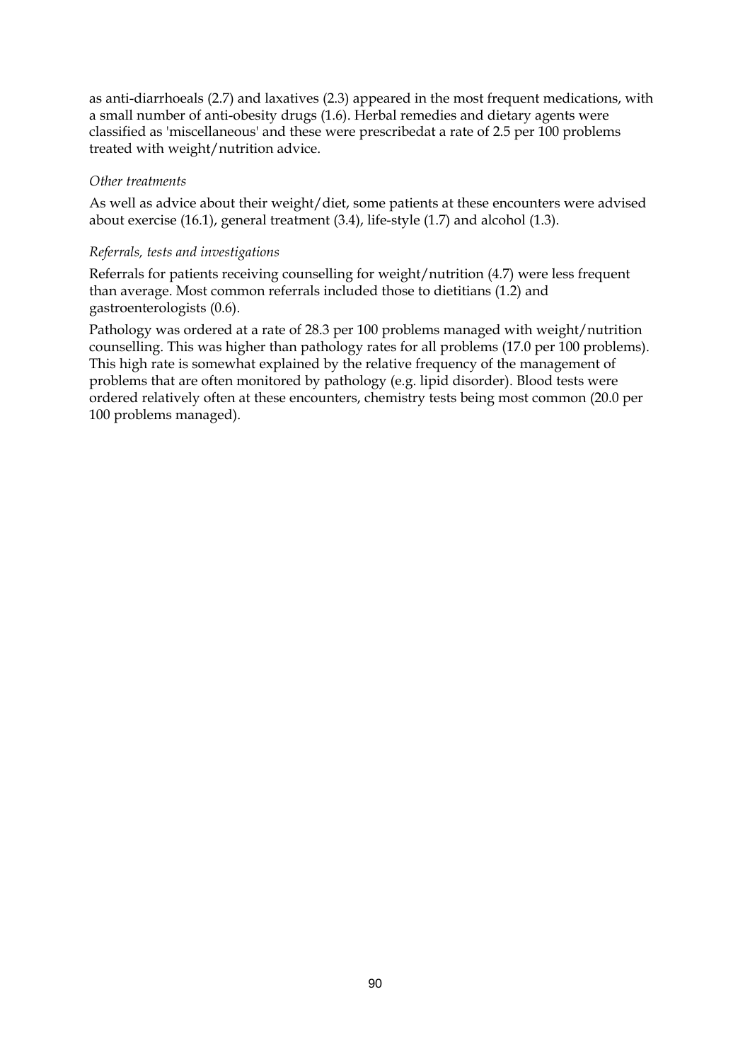as anti-diarrhoeals (2.7) and laxatives (2.3) appeared in the most frequent medications, with a small number of anti-obesity drugs (1.6). Herbal remedies and dietary agents were classified as 'miscellaneous' and these were prescribedat a rate of 2.5 per 100 problems treated with weight/nutrition advice.

*Other treatments*

As well as advice about their weight/diet, some patients at these encounters were advised about exercise (16.1), general treatment (3.4), life-style (1.7) and alcohol (1.3).

*Referrals, tests and investigations*

Referrals for patients receiving counselling for weight/nutrition (4.7) were less frequent than average. Most common referrals included those to dietitians (1.2) and gastroenterologists (0.6).

Pathology was ordered at a rate of 28.3 per 100 problems managed with weight/nutrition counselling. This was higher than pathology rates for all problems (17.0 per 100 problems). This high rate is somewhat explained by the relative frequency of the management of problems that are often monitored by pathology (e.g. lipid disorder). Blood tests were ordered relatively often at these encounters, chemistry tests being most common (20.0 per 100 problems managed).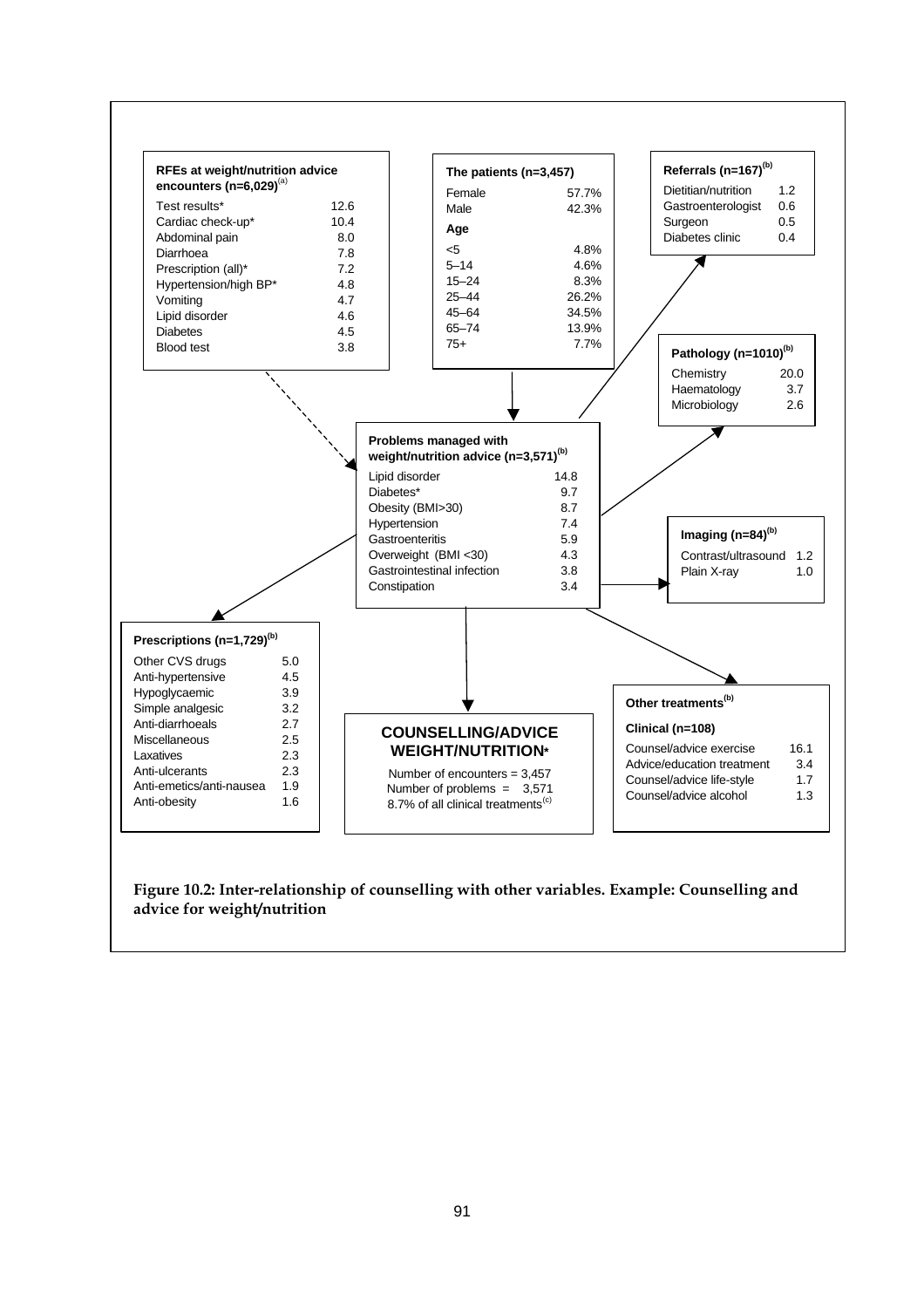**RFEs at weight/nutrition advice encounters (n=6,029)**[a]

| | |
|---|---|
| Test results* | 12.6 |
| Cardiac check-up* | 10.4 |
| Abdominal pain | 8.0 |
| Diarrhoea | 7.8 |
| Prescription (all)* | 7.2 |
| Hypertension/high BP* | 4.8 |
| Vomiting | 4.7 |
| Lipid disorder | 4.6 |
| Diabetes | 4.5 |
| Blood test | 3.8 |

**The patients (n=3,457)**

| | |
|---|---|
| Female | 57.7% |
| Male | 42.3% |
| **Age** | |
| <5 | 4.8% |
| 5–14 | 4.6% |
| 15–24 | 8.3% |
| 25–44 | 26.2% |
| 45–64 | 34.5% |
| 65–74 | 13.9% |
| 75+ | 7.7% |

**Referrals (n=167)**[b]

| | |
|---|---|
| Dietitian/nutrition | 1.2 |
| Gastroenterologist | 0.6 |
| Surgeon | 0.5 |
| Diabetes clinic | 0.4 |

**Pathology (n=1010)**[b]

| | |
|---|---|
| Chemistry | 20.0 |
| Haematology | 3.7 |
| Microbiology | 2.6 |

**Problems managed with weight/nutrition advice (n=3,571)**[b]

| | |
|---|---|
| Lipid disorder | 14.8 |
| Diabetes* | 9.7 |
| Obesity (BMI>30) | 8.7 |
| Hypertension | 7.4 |
| Gastroenteritis | 5.9 |
| Overweight (BMI <30) | 4.3 |
| Gastrointestinal infection | 3.8 |
| Constipation | 3.4 |

**Imaging (n=84)**[b]

| | |
|---|---|
| Contrast/ultrasound | 1.2 |
| Plain X-ray | 1.0 |

**Prescriptions (n=1,729)**[b]

| | |
|---|---|
| Other CVS drugs | 5.0 |
| Anti-hypertensive | 4.5 |
| Hypoglycaemic | 3.9 |
| Simple analgesic | 3.2 |
| Anti-diarrhoeals | 2.7 |
| Miscellaneous | 2.5 |
| Laxatives | 2.3 |
| Anti-ulcerants | 2.3 |
| Anti-emetics/anti-nausea | 1.9 |
| Anti-obesity | 1.6 |

**COUNSELLING/ADVICE WEIGHT/NUTRITION***

Number of encounters = 3,457
Number of problems = 3,571
8.7% of all clinical treatments[c]

**Other treatments**[b]

**Clinical (n=108)**

| | |
|---|---|
| Counsel/advice exercise | 16.1 |
| Advice/education treatment | 3.4 |
| Counsel/advice life-style | 1.7 |
| Counsel/advice alcohol | 1.3 |

**Figure 10.2: Inter-relationship of counselling with other variables. Example: Counselling and advice for weight/nutrition**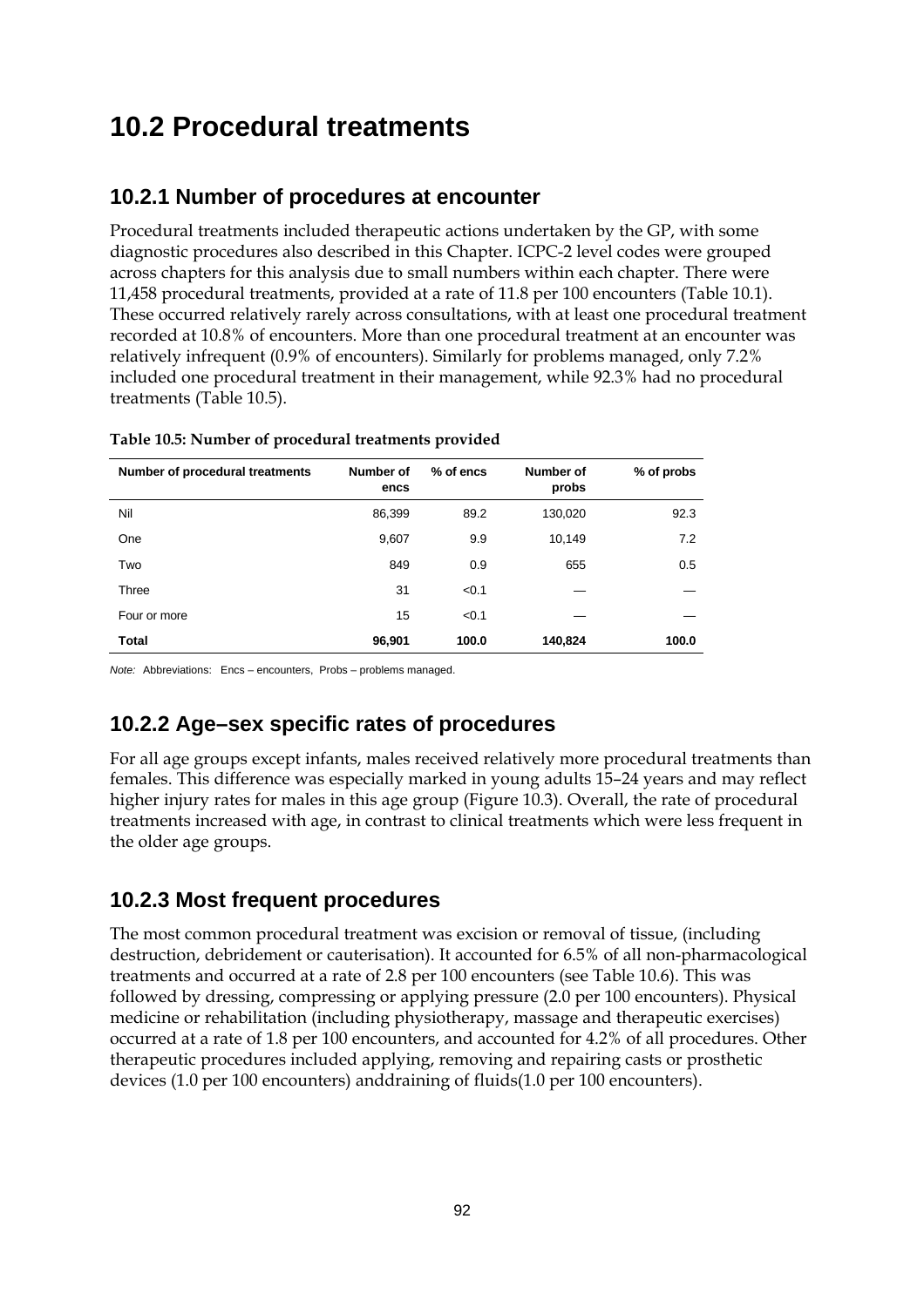# 10.2 Procedural treatments

## 10.2.1 Number of procedures at encounter

Procedural treatments included therapeutic actions undertaken by the GP, with some diagnostic procedures also described in this Chapter. ICPC-2 level codes were grouped across chapters for this analysis due to small numbers within each chapter. There were 11,458 procedural treatments, provided at a rate of 11.8 per 100 encounters (Table 10.1). These occurred relatively rarely across consultations, with at least one procedural treatment recorded at 10.8% of encounters. More than one procedural treatment at an encounter was relatively infrequent (0.9% of encounters). Similarly for problems managed, only 7.2% included one procedural treatment in their management, while 92.3% had no procedural treatments (Table 10.5).

**Table 10.5: Number of procedural treatments provided**

| Number of procedural treatments | Number of encs | % of encs | Number of probs | % of probs |
|---|---|---|---|---|
| Nil | 86,399 | 89.2 | 130,020 | 92.3 |
| One | 9,607 | 9.9 | 10,149 | 7.2 |
| Two | 849 | 0.9 | 655 | 0.5 |
| Three | 31 | <0.1 | — | — |
| Four or more | 15 | <0.1 | — | — |
| **Total** | **96,901** | **100.0** | **140,824** | **100.0** |

*Note:* Abbreviations: Encs – encounters, Probs – problems managed.

## 10.2.2 Age–sex specific rates of procedures

For all age groups except infants, males received relatively more procedural treatments than females. This difference was especially marked in young adults 15–24 years and may reflect higher injury rates for males in this age group (Figure 10.3). Overall, the rate of procedural treatments increased with age, in contrast to clinical treatments which were less frequent in the older age groups.

## 10.2.3 Most frequent procedures

The most common procedural treatment was excision or removal of tissue, (including destruction, debridement or cauterisation). It accounted for 6.5% of all non-pharmacological treatments and occurred at a rate of 2.8 per 100 encounters (see Table 10.6). This was followed by dressing, compressing or applying pressure (2.0 per 100 encounters). Physical medicine or rehabilitation (including physiotherapy, massage and therapeutic exercises) occurred at a rate of 1.8 per 100 encounters, and accounted for 4.2% of all procedures. Other therapeutic procedures included applying, removing and repairing casts or prosthetic devices (1.0 per 100 encounters) anddraining of fluids(1.0 per 100 encounters).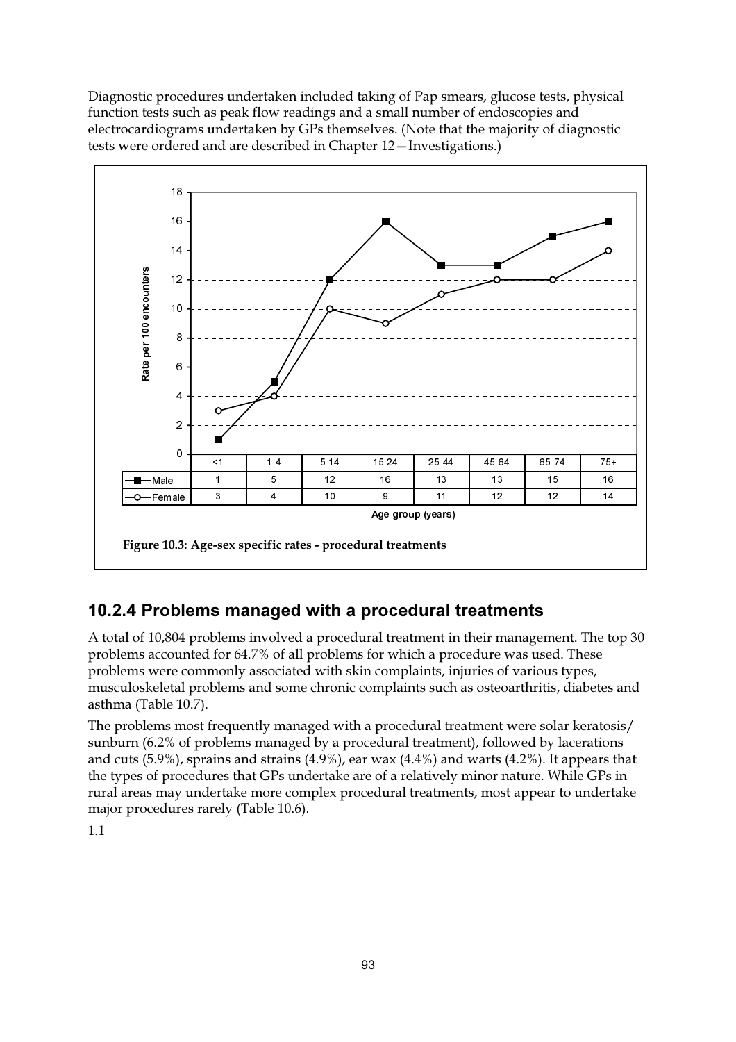Diagnostic procedures undertaken included taking of Pap smears, glucose tests, physical function tests such as peak flow readings and a small number of endoscopies and electrocardiograms undertaken by GPs themselves. (Note that the majority of diagnostic tests were ordered and are described in Chapter 12—Investigations.)

| | <1 | 1-4 | 5-14 | 15-24 | 25-44 | 45-64 | 65-74 | 75+ |
|---|---|---|---|---|---|---|---|---|
| Male | 1 | 5 | 12 | 16 | 13 | 13 | 15 | 16 |
| Female | 3 | 4 | 10 | 9 | 11 | 12 | 12 | 14 |

Age group (years)

**Figure 10.3: Age-sex specific rates - procedural treatments**

## 10.2.4 Problems managed with a procedural treatments

A total of 10,804 problems involved a procedural treatment in their management. The top 30 problems accounted for 64.7% of all problems for which a procedure was used. These problems were commonly associated with skin complaints, injuries of various types, musculoskeletal problems and some chronic complaints such as osteoarthritis, diabetes and asthma (Table 10.7).

The problems most frequently managed with a procedural treatment were solar keratosis/ sunburn (6.2% of problems managed by a procedural treatment), followed by lacerations and cuts (5.9%), sprains and strains (4.9%), ear wax (4.4%) and warts (4.2%). It appears that the types of procedures that GPs undertake are of a relatively minor nature. While GPs in rural areas may undertake more complex procedural treatments, most appear to undertake major procedures rarely (Table 10.6).

1.1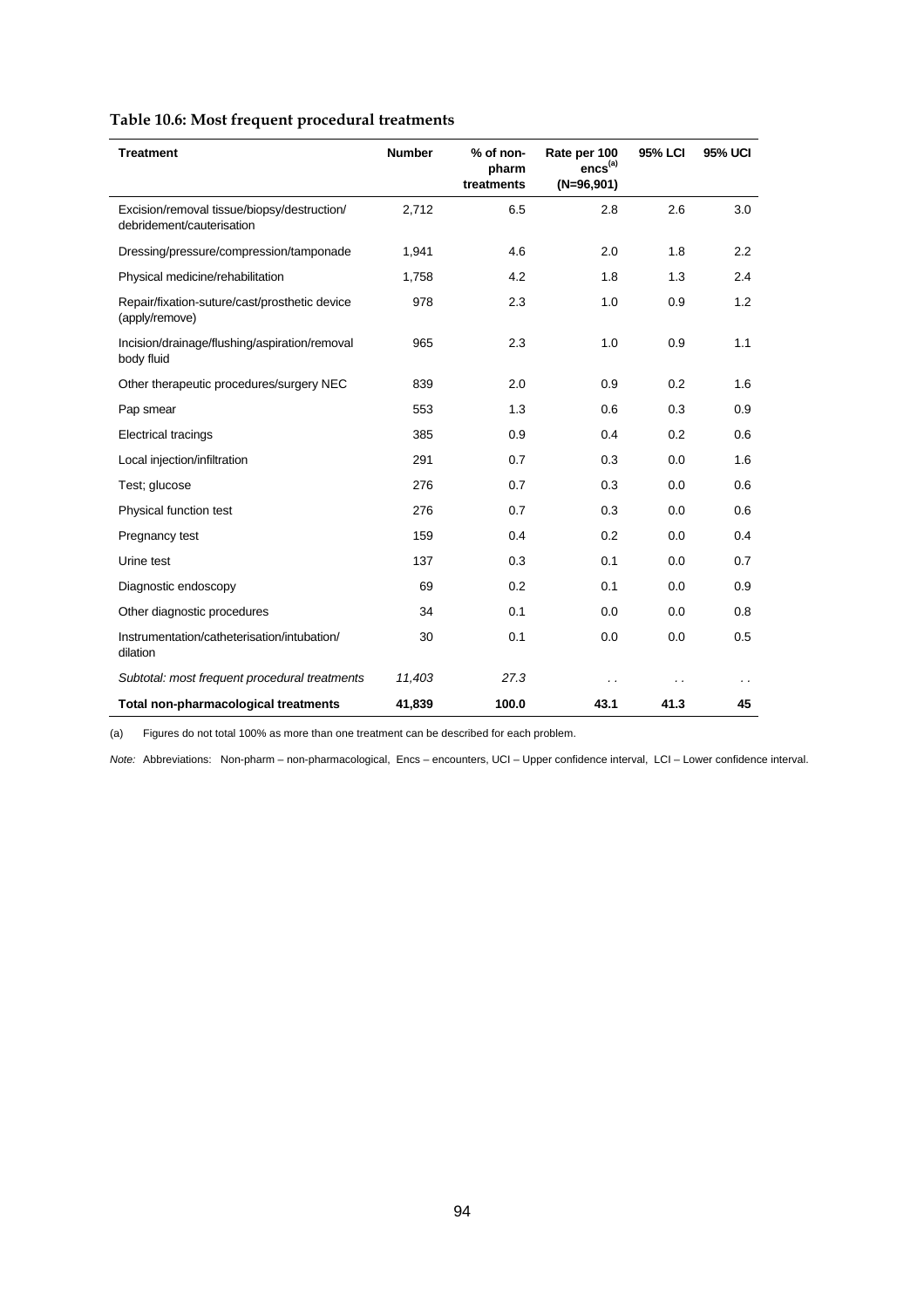**Table 10.6: Most frequent procedural treatments**

| Treatment | Number | % of non-pharm treatments | Rate per 100 encs[(a)] (N=96,901) | 95% LCI | 95% UCI |
|---|---|---|---|---|---|
| Excision/removal tissue/biopsy/destruction/ debridement/cauterisation | 2,712 | 6.5 | 2.8 | 2.6 | 3.0 |
| Dressing/pressure/compression/tamponade | 1,941 | 4.6 | 2.0 | 1.8 | 2.2 |
| Physical medicine/rehabilitation | 1,758 | 4.2 | 1.8 | 1.3 | 2.4 |
| Repair/fixation-suture/cast/prosthetic device (apply/remove) | 978 | 2.3 | 1.0 | 0.9 | 1.2 |
| Incision/drainage/flushing/aspiration/removal body fluid | 965 | 2.3 | 1.0 | 0.9 | 1.1 |
| Other therapeutic procedures/surgery NEC | 839 | 2.0 | 0.9 | 0.2 | 1.6 |
| Pap smear | 553 | 1.3 | 0.6 | 0.3 | 0.9 |
| Electrical tracings | 385 | 0.9 | 0.4 | 0.2 | 0.6 |
| Local injection/infiltration | 291 | 0.7 | 0.3 | 0.0 | 1.6 |
| Test; glucose | 276 | 0.7 | 0.3 | 0.0 | 0.6 |
| Physical function test | 276 | 0.7 | 0.3 | 0.0 | 0.6 |
| Pregnancy test | 159 | 0.4 | 0.2 | 0.0 | 0.4 |
| Urine test | 137 | 0.3 | 0.1 | 0.0 | 0.7 |
| Diagnostic endoscopy | 69 | 0.2 | 0.1 | 0.0 | 0.9 |
| Other diagnostic procedures | 34 | 0.1 | 0.0 | 0.0 | 0.8 |
| Instrumentation/catheterisation/intubation/ dilation | 30 | 0.1 | 0.0 | 0.0 | 0.5 |
| *Subtotal: most frequent procedural treatments* | *11,403* | *27.3* | . . | . . | . . |
| **Total non-pharmacological treatments** | **41,839** | **100.0** | **43.1** | **41.3** | **45** |

(a) Figures do not total 100% as more than one treatment can be described for each problem.

*Note:* Abbreviations: Non-pharm – non-pharmacological, Encs – encounters, UCI – Upper confidence interval, LCI – Lower confidence interval.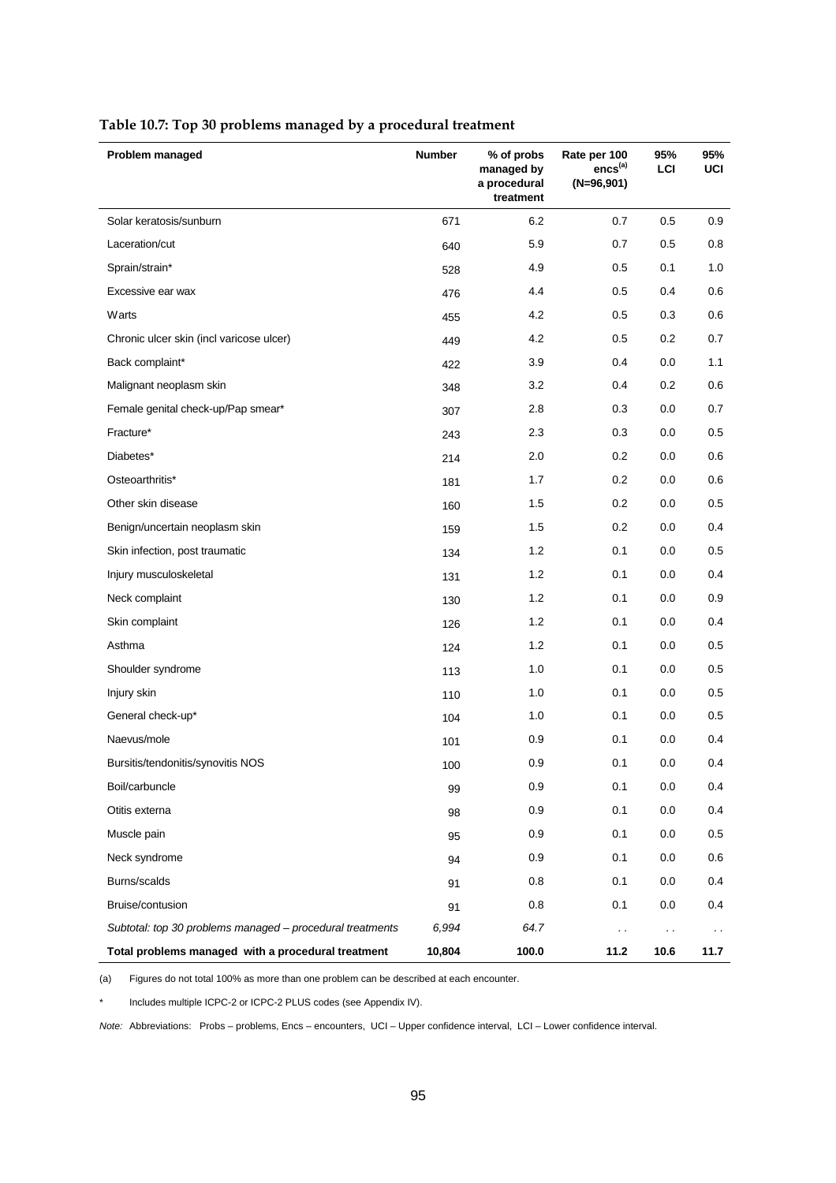**Table 10.7: Top 30 problems managed by a procedural treatment**

| Problem managed | Number | % of probs managed by a procedural treatment | Rate per 100 encs[(a)] (N=96,901) | 95% LCI | 95% UCI |
|---|---|---|---|---|---|
| Solar keratosis/sunburn | 671 | 6.2 | 0.7 | 0.5 | 0.9 |
| Laceration/cut | 640 | 5.9 | 0.7 | 0.5 | 0.8 |
| Sprain/strain* | 528 | 4.9 | 0.5 | 0.1 | 1.0 |
| Excessive ear wax | 476 | 4.4 | 0.5 | 0.4 | 0.6 |
| Warts | 455 | 4.2 | 0.5 | 0.3 | 0.6 |
| Chronic ulcer skin (incl varicose ulcer) | 449 | 4.2 | 0.5 | 0.2 | 0.7 |
| Back complaint* | 422 | 3.9 | 0.4 | 0.0 | 1.1 |
| Malignant neoplasm skin | 348 | 3.2 | 0.4 | 0.2 | 0.6 |
| Female genital check-up/Pap smear* | 307 | 2.8 | 0.3 | 0.0 | 0.7 |
| Fracture* | 243 | 2.3 | 0.3 | 0.0 | 0.5 |
| Diabetes* | 214 | 2.0 | 0.2 | 0.0 | 0.6 |
| Osteoarthritis* | 181 | 1.7 | 0.2 | 0.0 | 0.6 |
| Other skin disease | 160 | 1.5 | 0.2 | 0.0 | 0.5 |
| Benign/uncertain neoplasm skin | 159 | 1.5 | 0.2 | 0.0 | 0.4 |
| Skin infection, post traumatic | 134 | 1.2 | 0.1 | 0.0 | 0.5 |
| Injury musculoskeletal | 131 | 1.2 | 0.1 | 0.0 | 0.4 |
| Neck complaint | 130 | 1.2 | 0.1 | 0.0 | 0.9 |
| Skin complaint | 126 | 1.2 | 0.1 | 0.0 | 0.4 |
| Asthma | 124 | 1.2 | 0.1 | 0.0 | 0.5 |
| Shoulder syndrome | 113 | 1.0 | 0.1 | 0.0 | 0.5 |
| Injury skin | 110 | 1.0 | 0.1 | 0.0 | 0.5 |
| General check-up* | 104 | 1.0 | 0.1 | 0.0 | 0.5 |
| Naevus/mole | 101 | 0.9 | 0.1 | 0.0 | 0.4 |
| Bursitis/tendonitis/synovitis NOS | 100 | 0.9 | 0.1 | 0.0 | 0.4 |
| Boil/carbuncle | 99 | 0.9 | 0.1 | 0.0 | 0.4 |
| Otitis externa | 98 | 0.9 | 0.1 | 0.0 | 0.4 |
| Muscle pain | 95 | 0.9 | 0.1 | 0.0 | 0.5 |
| Neck syndrome | 94 | 0.9 | 0.1 | 0.0 | 0.6 |
| Burns/scalds | 91 | 0.8 | 0.1 | 0.0 | 0.4 |
| Bruise/contusion | 91 | 0.8 | 0.1 | 0.0 | 0.4 |
| *Subtotal: top 30 problems managed – procedural treatments* | *6,994* | *64.7* | . . | . . | . . |
| **Total problems managed with a procedural treatment** | **10,804** | **100.0** | **11.2** | **10.6** | **11.7** |

(a) Figures do not total 100% as more than one problem can be described at each encounter.

\* Includes multiple ICPC-2 or ICPC-2 PLUS codes (see Appendix IV).

*Note:* Abbreviations: Probs – problems, Encs – encounters, UCI – Upper confidence interval, LCI – Lower confidence interval.